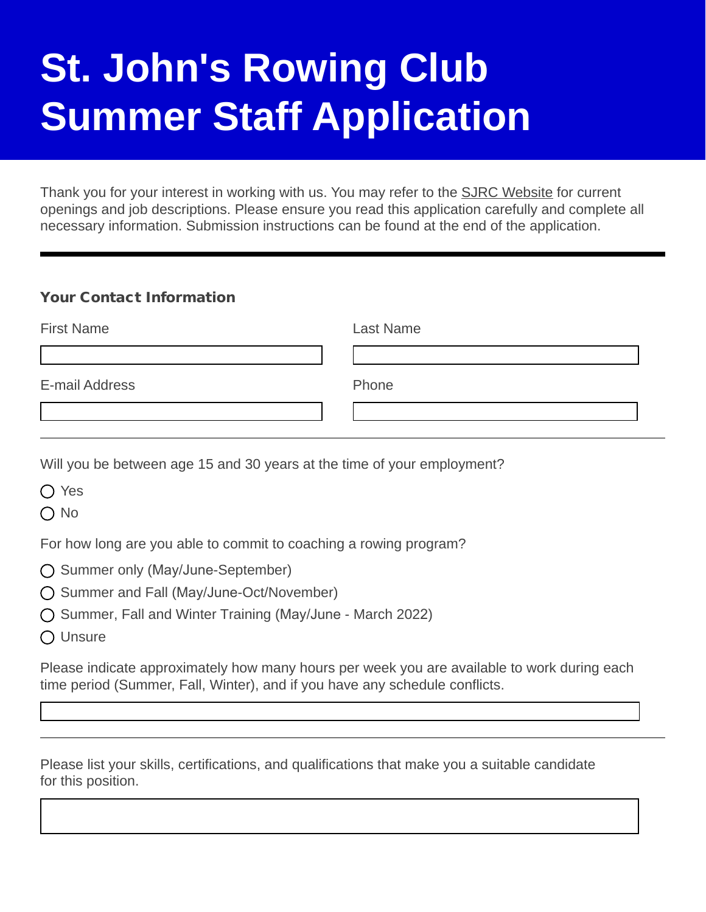# St. John's Rowing Club Summer Staff Application

Thank you for your interest in working with us. You may refer to the SJRC Website for current openings and job descriptions. Please ensure you read this application carefully and complete all necessary information. Submission instructions can be found at the end of the application.

---

### Your Contact Information

First Name

Last Name

E-mail Address

Phone

---

Will you be between age 15 and 30 years at the time of your employment?

- ◯ Yes
- ◯ No

For how long are you able to commit to coaching a rowing program?

- ◯ Summer only (May/June-September)
- ◯ Summer and Fall (May/June-Oct/November)
- ◯ Summer, Fall and Winter Training (May/June - March 2022)
- ◯ Unsure

Please indicate approximately how many hours per week you are available to work during each time period (Summer, Fall, Winter), and if you have any schedule conflicts.

---

Please list your skills, certifications, and qualifications that make you a suitable candidate for this position.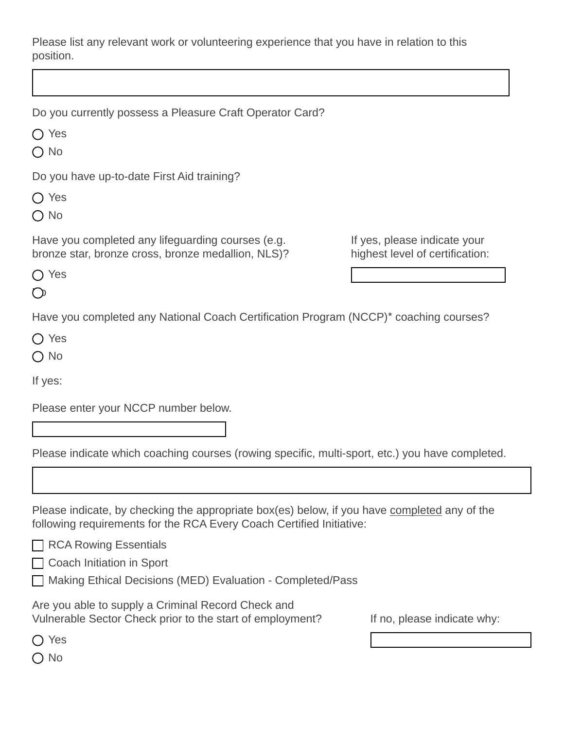Please list any relevant work or volunteering experience that you have in relation to this position.

Do you currently possess a Pleasure Craft Operator Card?

- ○ Yes
- ○ No

Do you have up-to-date First Aid training?

- ○ Yes
- ○ No

Have you completed any lifeguarding courses (e.g. bronze star, bronze cross, bronze medallion, NLS)?

- ○ Yes
- ○ No

If yes, please indicate your highest level of certification:

Have you completed any National Coach Certification Program (NCCP)* coaching courses?

- ○ Yes
- ○ No

If yes:

Please enter your NCCP number below.

Please indicate which coaching courses (rowing specific, multi-sport, etc.) you have completed.

Please indicate, by checking the appropriate box(es) below, if you have completed any of the following requirements for the RCA Every Coach Certified Initiative:

- ☐ RCA Rowing Essentials
- ☐ Coach Initiation in Sport
- ☐ Making Ethical Decisions (MED) Evaluation - Completed/Pass

Are you able to supply a Criminal Record Check and Vulnerable Sector Check prior to the start of employment?

- ○ Yes
- ○ No

If no, please indicate why: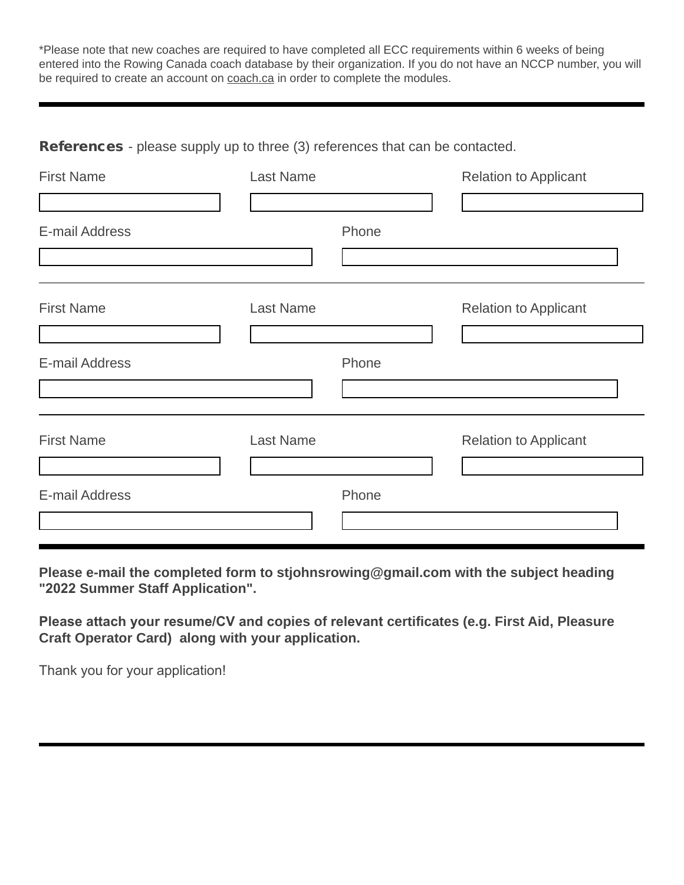*Please note that new coaches are required to have completed all ECC requirements within 6 weeks of being entered into the Rowing Canada coach database by their organization. If you do not have an NCCP number, you will be required to create an account on coach.ca in order to complete the modules.

---

**References** - please supply up to three (3) references that can be contacted.

First Name | Last Name | Relation to Applicant

E-mail Address | Phone

---

First Name | Last Name | Relation to Applicant

E-mail Address | Phone

---

First Name | Last Name | Relation to Applicant

E-mail Address | Phone

---

**Please e-mail the completed form to stjohnsrowing@gmail.com with the subject heading "2022 Summer Staff Application".**

**Please attach your resume/CV and copies of relevant certificates (e.g. First Aid, Pleasure Craft Operator Card) along with your application.**

Thank you for your application!